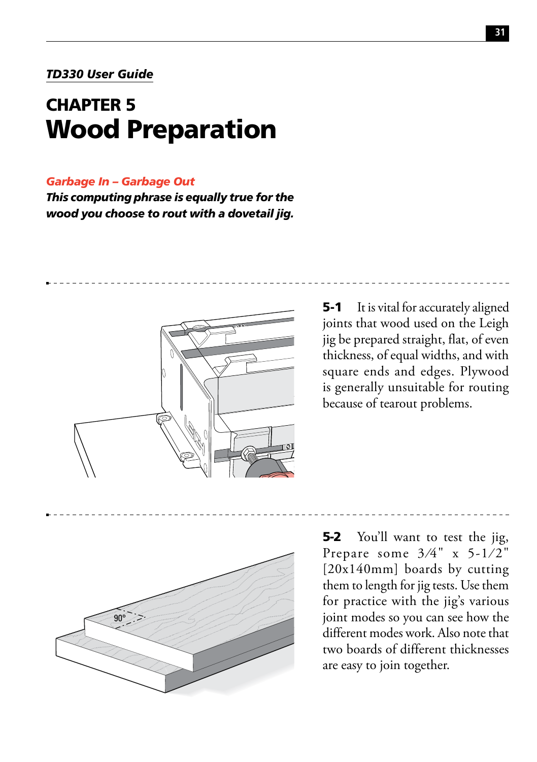*TD330 User Guide*

## CHAPTER 5
# Wood Preparation

***Garbage In – Garbage Out***

***This computing phrase is equally true for the wood you choose to rout with a dovetail jig.***

**5-1** It is vital for accurately aligned joints that wood used on the Leigh jig be prepared straight, flat, of even thickness, of equal widths, and with square ends and edges. Plywood is generally unsuitable for routing because of tearout problems.

**5-2** You'll want to test the jig, Prepare some 3/4" x 5-1/2" [20x140mm] boards by cutting them to length for jig tests. Use them for practice with the jig's various joint modes so you can see how the different modes work. Also note that two boards of different thicknesses are easy to join together.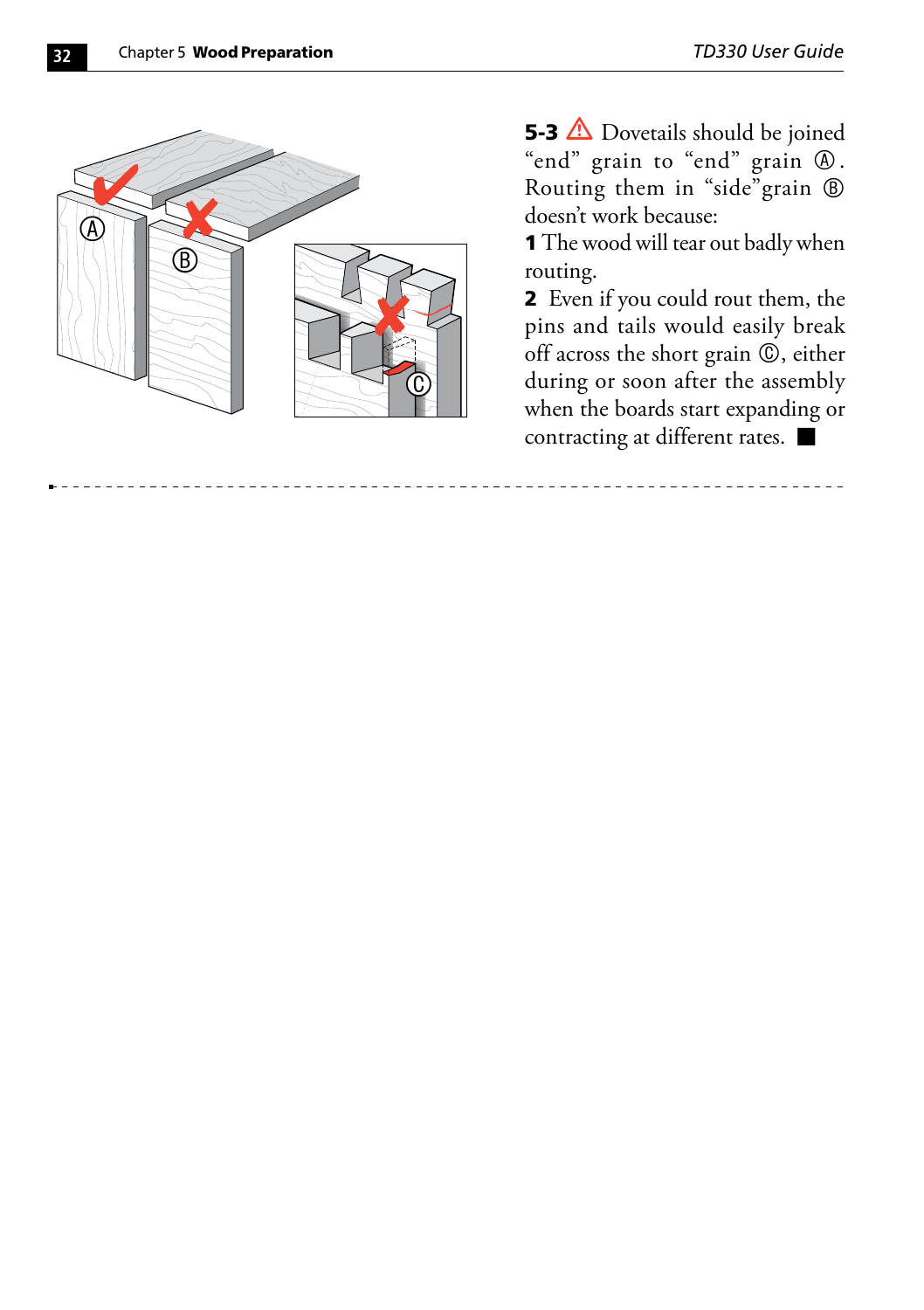**5-3** ⚠ Dovetails should be joined "end" grain to "end" grain Ⓐ. Routing them in "side"grain Ⓑ doesn't work because:

**1** The wood will tear out badly when routing.

**2** Even if you could rout them, the pins and tails would easily break off across the short grain Ⓒ, either during or soon after the assembly when the boards start expanding or contracting at different rates. ■